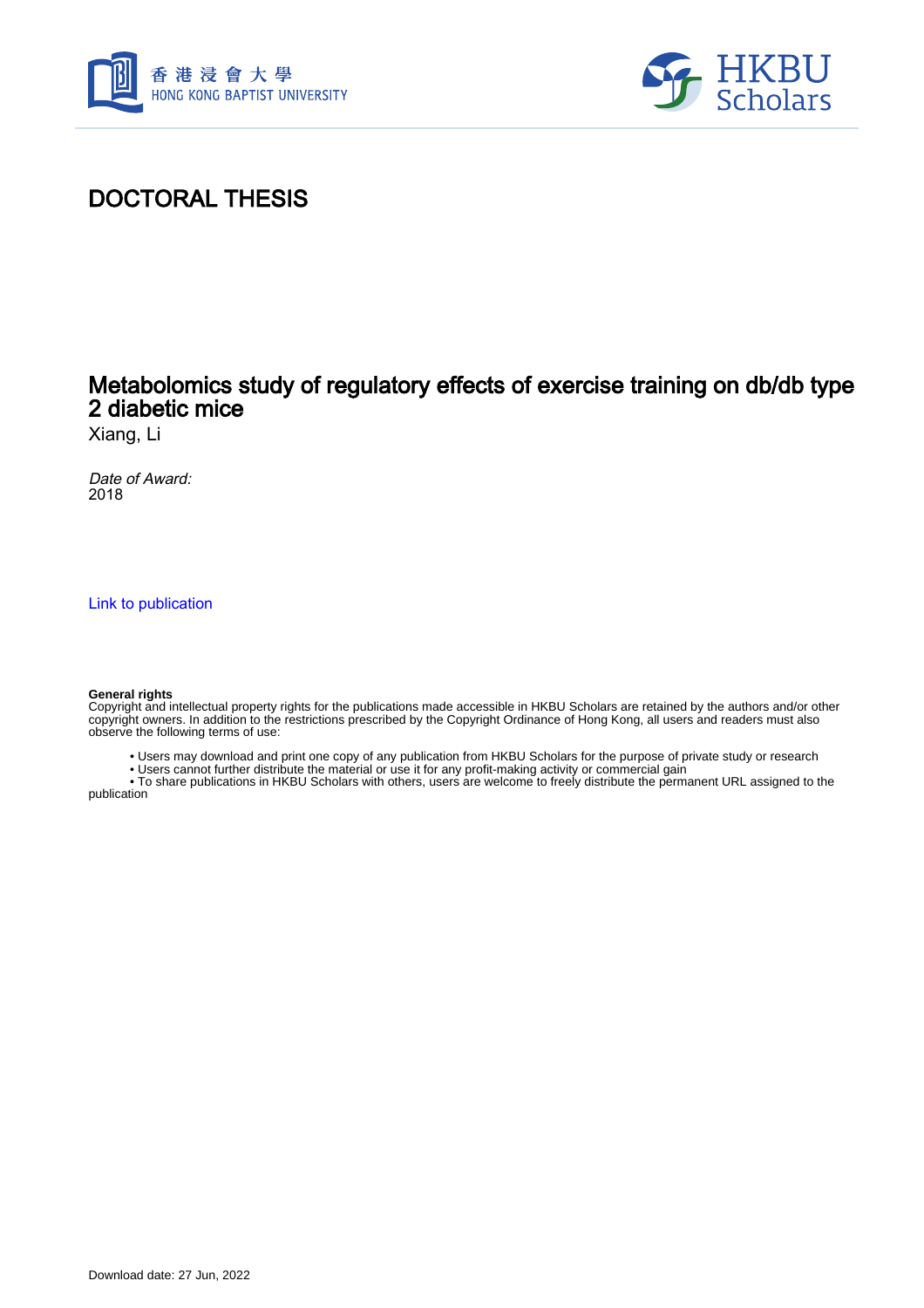# DOCTORAL THESIS

## Metabolomics study of regulatory effects of exercise training on db/db type 2 diabetic mice

Xiang, Li

*Date of Award:*
2018

Link to publication

**General rights**
Copyright and intellectual property rights for the publications made accessible in HKBU Scholars are retained by the authors and/or other copyright owners. In addition to the restrictions prescribed by the Copyright Ordinance of Hong Kong, all users and readers must also observe the following terms of use:

- Users may download and print one copy of any publication from HKBU Scholars for the purpose of private study or research
- Users cannot further distribute the material or use it for any profit-making activity or commercial gain
- To share publications in HKBU Scholars with others, users are welcome to freely distribute the permanent URL assigned to the publication

Download date: 27 Jun, 2022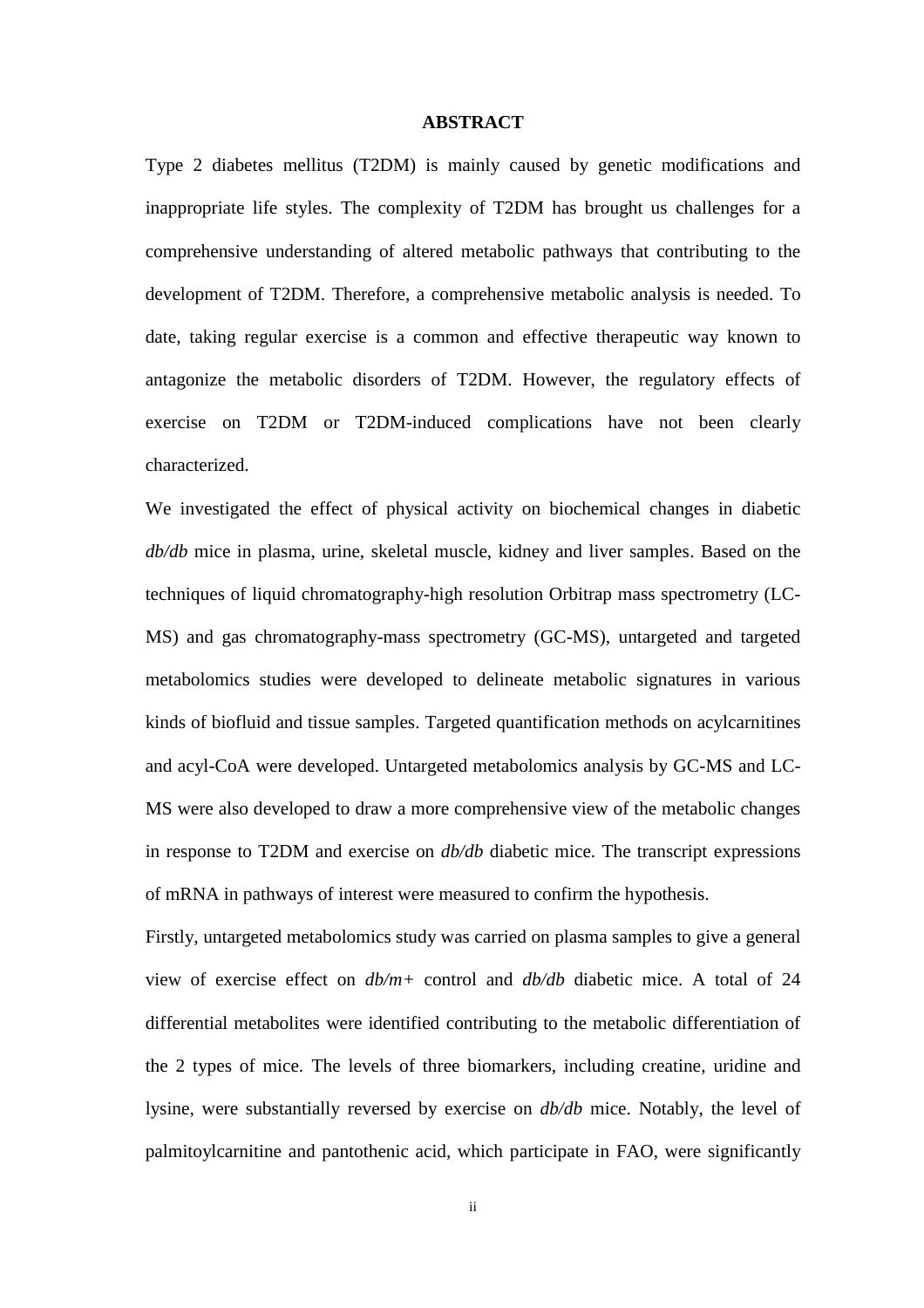# ABSTRACT

Type 2 diabetes mellitus (T2DM) is mainly caused by genetic modifications and inappropriate life styles. The complexity of T2DM has brought us challenges for a comprehensive understanding of altered metabolic pathways that contributing to the development of T2DM. Therefore, a comprehensive metabolic analysis is needed. To date, taking regular exercise is a common and effective therapeutic way known to antagonize the metabolic disorders of T2DM. However, the regulatory effects of exercise on T2DM or T2DM-induced complications have not been clearly characterized.

We investigated the effect of physical activity on biochemical changes in diabetic *db/db* mice in plasma, urine, skeletal muscle, kidney and liver samples. Based on the techniques of liquid chromatography-high resolution Orbitrap mass spectrometry (LC-MS) and gas chromatography-mass spectrometry (GC-MS), untargeted and targeted metabolomics studies were developed to delineate metabolic signatures in various kinds of biofluid and tissue samples. Targeted quantification methods on acylcarnitines and acyl-CoA were developed. Untargeted metabolomics analysis by GC-MS and LC-MS were also developed to draw a more comprehensive view of the metabolic changes in response to T2DM and exercise on *db/db* diabetic mice. The transcript expressions of mRNA in pathways of interest were measured to confirm the hypothesis.

Firstly, untargeted metabolomics study was carried on plasma samples to give a general view of exercise effect on *db/m+* control and *db/db* diabetic mice. A total of 24 differential metabolites were identified contributing to the metabolic differentiation of the 2 types of mice. The levels of three biomarkers, including creatine, uridine and lysine, were substantially reversed by exercise on *db/db* mice. Notably, the level of palmitoylcarnitine and pantothenic acid, which participate in FAO, were significantly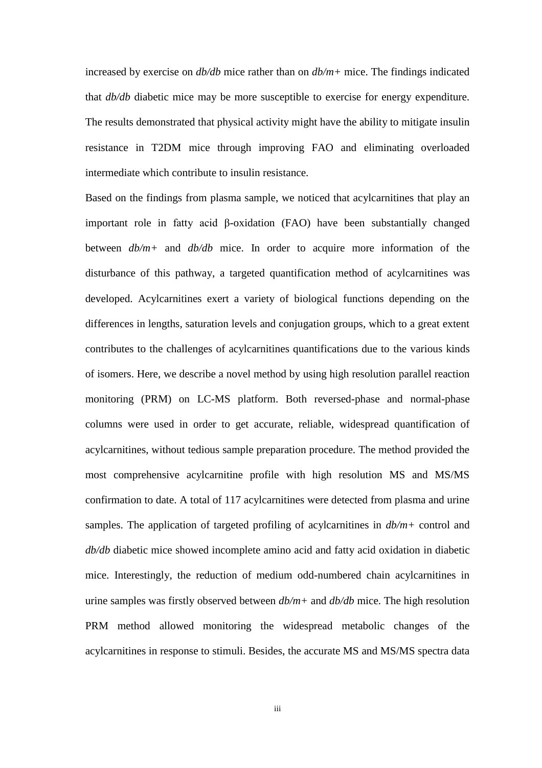increased by exercise on *db/db* mice rather than on *db/m+* mice. The findings indicated that *db/db* diabetic mice may be more susceptible to exercise for energy expenditure. The results demonstrated that physical activity might have the ability to mitigate insulin resistance in T2DM mice through improving FAO and eliminating overloaded intermediate which contribute to insulin resistance.

Based on the findings from plasma sample, we noticed that acylcarnitines that play an important role in fatty acid β-oxidation (FAO) have been substantially changed between *db/m+* and *db/db* mice. In order to acquire more information of the disturbance of this pathway, a targeted quantification method of acylcarnitines was developed. Acylcarnitines exert a variety of biological functions depending on the differences in lengths, saturation levels and conjugation groups, which to a great extent contributes to the challenges of acylcarnitines quantifications due to the various kinds of isomers. Here, we describe a novel method by using high resolution parallel reaction monitoring (PRM) on LC-MS platform. Both reversed-phase and normal-phase columns were used in order to get accurate, reliable, widespread quantification of acylcarnitines, without tedious sample preparation procedure. The method provided the most comprehensive acylcarnitine profile with high resolution MS and MS/MS confirmation to date. A total of 117 acylcarnitines were detected from plasma and urine samples. The application of targeted profiling of acylcarnitines in *db/m+* control and *db/db* diabetic mice showed incomplete amino acid and fatty acid oxidation in diabetic mice. Interestingly, the reduction of medium odd-numbered chain acylcarnitines in urine samples was firstly observed between *db/m+* and *db/db* mice. The high resolution PRM method allowed monitoring the widespread metabolic changes of the acylcarnitines in response to stimuli. Besides, the accurate MS and MS/MS spectra data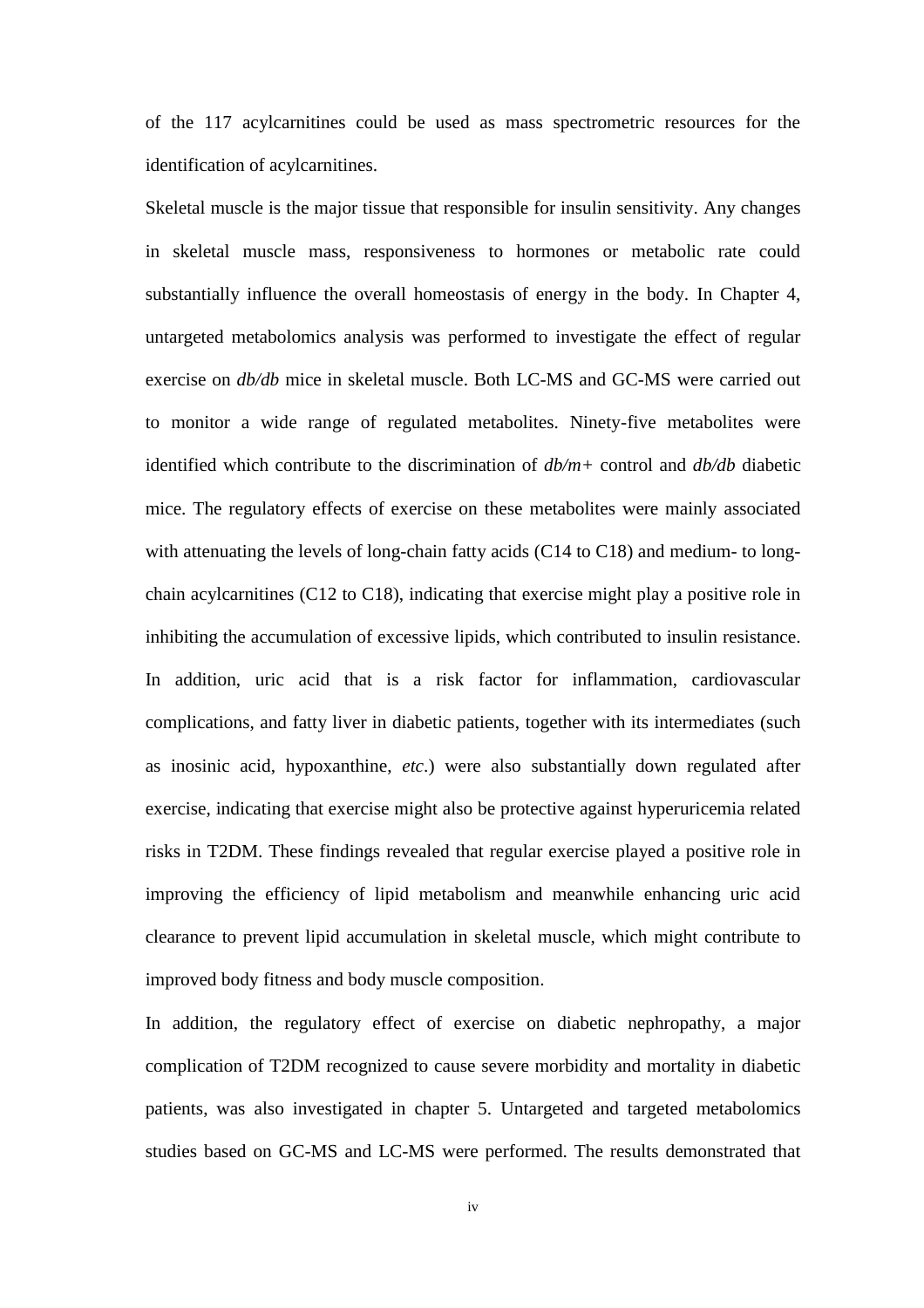of the 117 acylcarnitines could be used as mass spectrometric resources for the identification of acylcarnitines.

Skeletal muscle is the major tissue that responsible for insulin sensitivity. Any changes in skeletal muscle mass, responsiveness to hormones or metabolic rate could substantially influence the overall homeostasis of energy in the body. In Chapter 4, untargeted metabolomics analysis was performed to investigate the effect of regular exercise on *db/db* mice in skeletal muscle. Both LC-MS and GC-MS were carried out to monitor a wide range of regulated metabolites. Ninety-five metabolites were identified which contribute to the discrimination of *db/m+* control and *db/db* diabetic mice. The regulatory effects of exercise on these metabolites were mainly associated with attenuating the levels of long-chain fatty acids (C14 to C18) and medium- to long-chain acylcarnitines (C12 to C18), indicating that exercise might play a positive role in inhibiting the accumulation of excessive lipids, which contributed to insulin resistance. In addition, uric acid that is a risk factor for inflammation, cardiovascular complications, and fatty liver in diabetic patients, together with its intermediates (such as inosinic acid, hypoxanthine, *etc*.) were also substantially down regulated after exercise, indicating that exercise might also be protective against hyperuricemia related risks in T2DM. These findings revealed that regular exercise played a positive role in improving the efficiency of lipid metabolism and meanwhile enhancing uric acid clearance to prevent lipid accumulation in skeletal muscle, which might contribute to improved body fitness and body muscle composition.

In addition, the regulatory effect of exercise on diabetic nephropathy, a major complication of T2DM recognized to cause severe morbidity and mortality in diabetic patients, was also investigated in chapter 5. Untargeted and targeted metabolomics studies based on GC-MS and LC-MS were performed. The results demonstrated that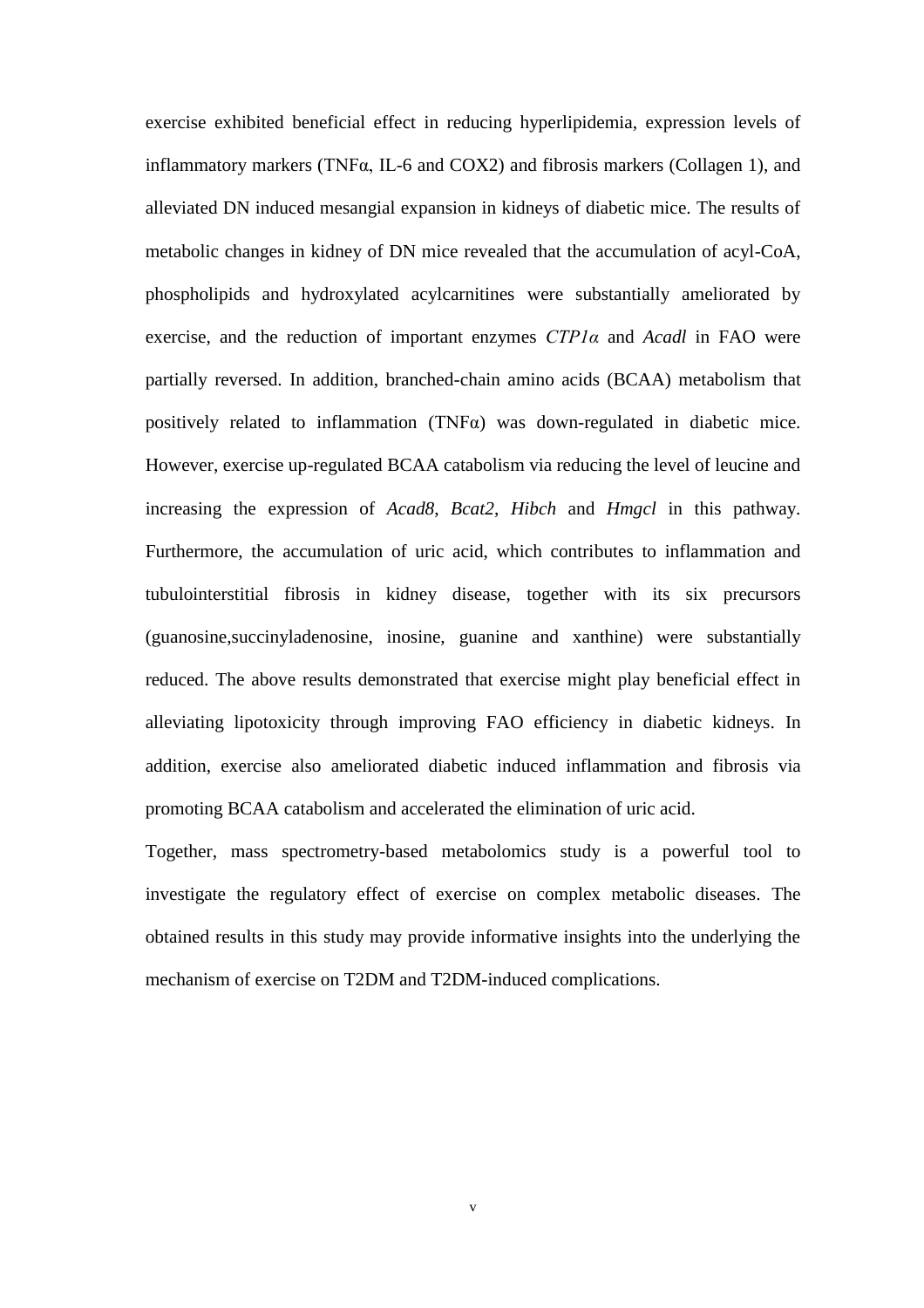exercise exhibited beneficial effect in reducing hyperlipidemia, expression levels of inflammatory markers (TNFα, IL-6 and COX2) and fibrosis markers (Collagen 1), and alleviated DN induced mesangial expansion in kidneys of diabetic mice. The results of metabolic changes in kidney of DN mice revealed that the accumulation of acyl-CoA, phospholipids and hydroxylated acylcarnitines were substantially ameliorated by exercise, and the reduction of important enzymes *CTP1α* and *Acadl* in FAO were partially reversed. In addition, branched-chain amino acids (BCAA) metabolism that positively related to inflammation (TNFα) was down-regulated in diabetic mice. However, exercise up-regulated BCAA catabolism via reducing the level of leucine and increasing the expression of *Acad8*, *Bcat2*, *Hibch* and *Hmgcl* in this pathway. Furthermore, the accumulation of uric acid, which contributes to inflammation and tubulointerstitial fibrosis in kidney disease, together with its six precursors (guanosine,succinyladenosine, inosine, guanine and xanthine) were substantially reduced. The above results demonstrated that exercise might play beneficial effect in alleviating lipotoxicity through improving FAO efficiency in diabetic kidneys. In addition, exercise also ameliorated diabetic induced inflammation and fibrosis via promoting BCAA catabolism and accelerated the elimination of uric acid.

Together, mass spectrometry-based metabolomics study is a powerful tool to investigate the regulatory effect of exercise on complex metabolic diseases. The obtained results in this study may provide informative insights into the underlying the mechanism of exercise on T2DM and T2DM-induced complications.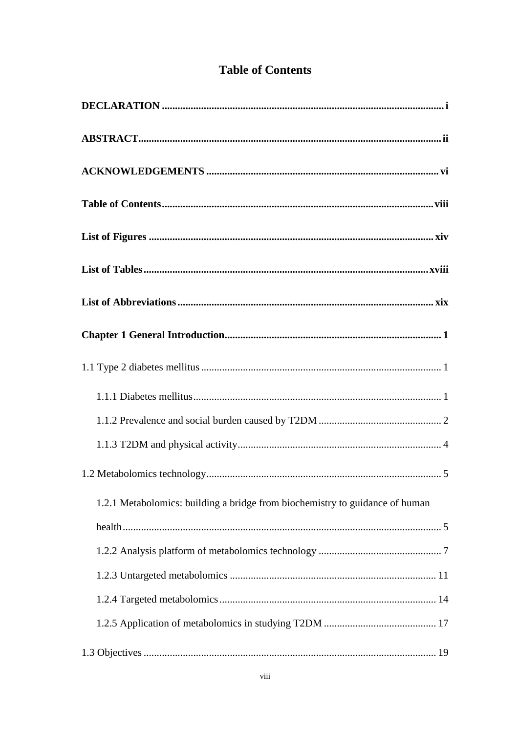# Table of Contents

**DECLARATION** ........................................................................................................... **i**

**ABSTRACT**.................................................................................................................. **ii**

**ACKNOWLEDGEMENTS** ........................................................................................ **vi**

**Table of Contents**....................................................................................................... **viii**

**List of Figures** ............................................................................................................ **xiv**

**List of Tables**............................................................................................................ **xviii**

**List of Abbreviations** ................................................................................................. **xix**

**Chapter 1 General Introduction**.................................................................................. **1**

1.1 Type 2 diabetes mellitus ........................................................................................... 1

  1.1.1 Diabetes mellitus.............................................................................................. 1

  1.1.2 Prevalence and social burden caused by T2DM .............................................. 2

  1.1.3 T2DM and physical activity............................................................................. 4

1.2 Metabolomics technology......................................................................................... 5

  1.2.1 Metabolomics: building a bridge from biochemistry to guidance of human health........................................................................................................................ 5

  1.2.2 Analysis platform of metabolomics technology .............................................. 7

  1.2.3 Untargeted metabolomics .............................................................................. 11

  1.2.4 Targeted metabolomics.................................................................................. 14

  1.2.5 Application of metabolomics in studying T2DM .......................................... 17

1.3 Objectives ............................................................................................................... 19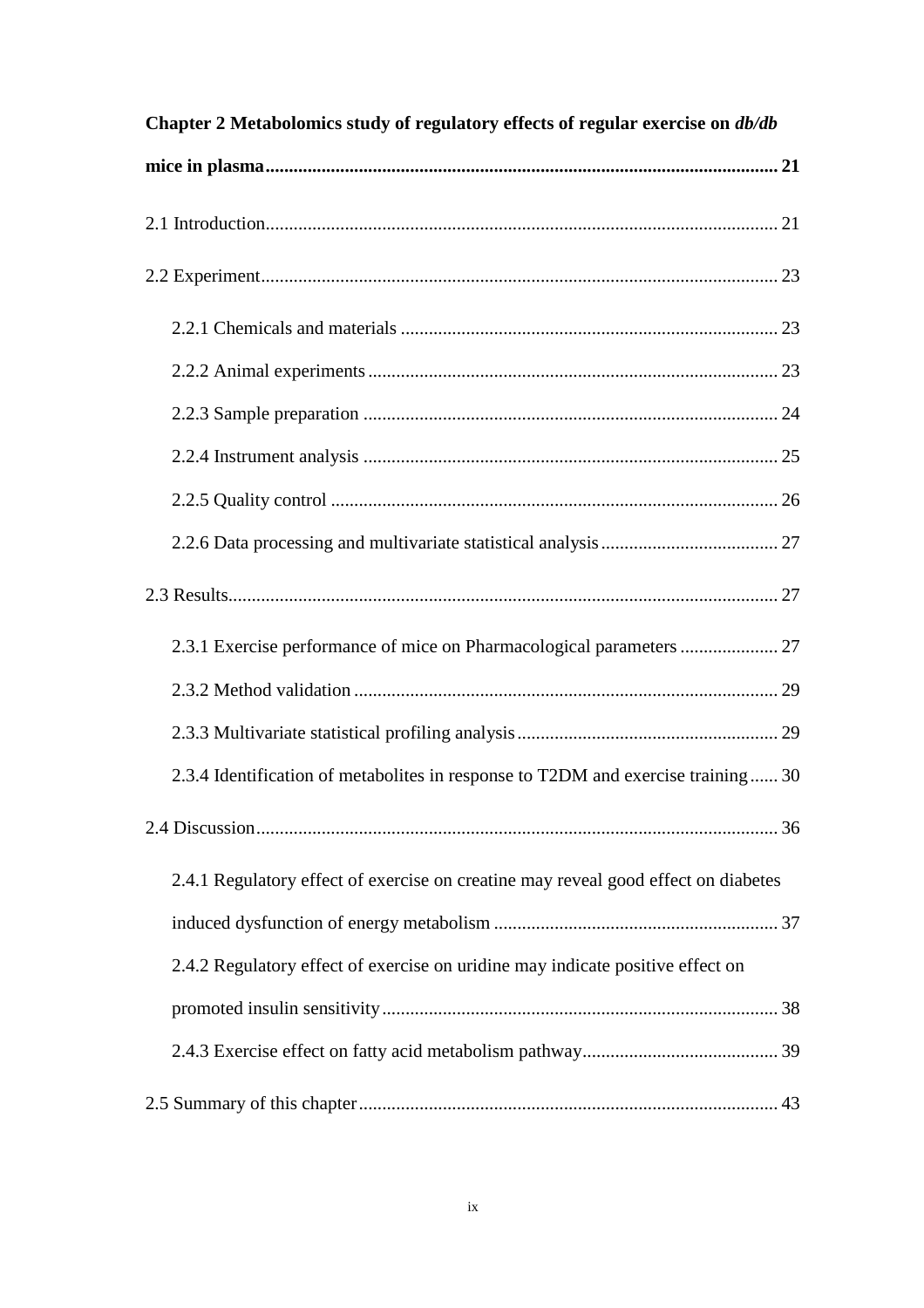**Chapter 2 Metabolomics study of regulatory effects of regular exercise on *db/db* mice in plasma ........ 21**

2.1 Introduction........ 21

2.2 Experiment........ 23

- 2.2.1 Chemicals and materials ........ 23
- 2.2.2 Animal experiments ........ 23
- 2.2.3 Sample preparation ........ 24
- 2.2.4 Instrument analysis ........ 25
- 2.2.5 Quality control ........ 26
- 2.2.6 Data processing and multivariate statistical analysis ........ 27

2.3 Results........ 27

- 2.3.1 Exercise performance of mice on Pharmacological parameters ........ 27
- 2.3.2 Method validation ........ 29
- 2.3.3 Multivariate statistical profiling analysis ........ 29
- 2.3.4 Identification of metabolites in response to T2DM and exercise training ........ 30

2.4 Discussion........ 36

- 2.4.1 Regulatory effect of exercise on creatine may reveal good effect on diabetes induced dysfunction of energy metabolism ........ 37
- 2.4.2 Regulatory effect of exercise on uridine may indicate positive effect on promoted insulin sensitivity ........ 38
- 2.4.3 Exercise effect on fatty acid metabolism pathway ........ 39

2.5 Summary of this chapter ........ 43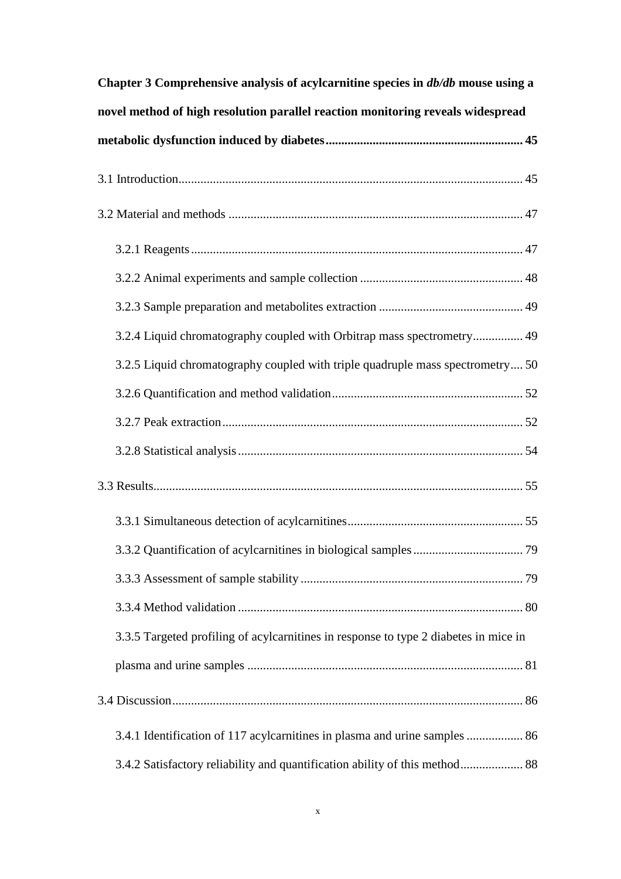**Chapter 3 Comprehensive analysis of acylcarnitine species in *db/db* mouse using a novel method of high resolution parallel reaction monitoring reveals widespread metabolic dysfunction induced by diabetes ............................................................. 45**

3.1 Introduction ............................................................................................................ 45

3.2 Material and methods ............................................................................................ 47

3.2.1 Reagents ........................................................................................................ 47

3.2.2 Animal experiments and sample collection ................................................... 48

3.2.3 Sample preparation and metabolites extraction ............................................. 49

3.2.4 Liquid chromatography coupled with Orbitrap mass spectrometry ................ 49

3.2.5 Liquid chromatography coupled with triple quadruple mass spectrometry .... 50

3.2.6 Quantification and method validation ............................................................ 52

3.2.7 Peak extraction ............................................................................................... 52

3.2.8 Statistical analysis .......................................................................................... 54

3.3 Results .................................................................................................................... 55

3.3.1 Simultaneous detection of acylcarnitines ....................................................... 55

3.3.2 Quantification of acylcarnitines in biological samples .................................. 79

3.3.3 Assessment of sample stability ...................................................................... 79

3.3.4 Method validation .......................................................................................... 80

3.3.5 Targeted profiling of acylcarnitines in response to type 2 diabetes in mice in plasma and urine samples ....................................................................................... 81

3.4 Discussion .............................................................................................................. 86

3.4.1 Identification of 117 acylcarnitines in plasma and urine samples ................. 86

3.4.2 Satisfactory reliability and quantification ability of this method ................... 88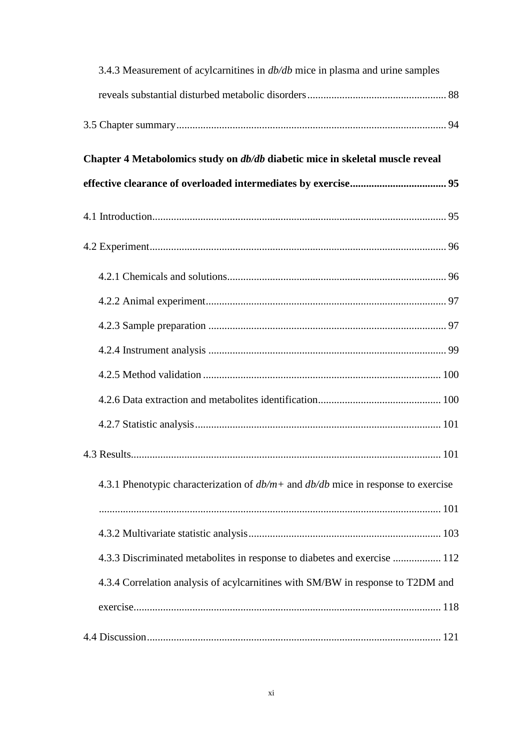3.4.3 Measurement of acylcarnitines in *db/db* mice in plasma and urine samples reveals substantial disturbed metabolic disorders ........................................ 88

3.5 Chapter summary ........................................ 94

**Chapter 4 Metabolomics study on *db/db* diabetic mice in skeletal muscle reveal effective clearance of overloaded intermediates by exercise ........................................ 95**

4.1 Introduction ........................................ 95

4.2 Experiment ........................................ 96

4.2.1 Chemicals and solutions ........................................ 96

4.2.2 Animal experiment ........................................ 97

4.2.3 Sample preparation ........................................ 97

4.2.4 Instrument analysis ........................................ 99

4.2.5 Method validation ........................................ 100

4.2.6 Data extraction and metabolites identification ........................................ 100

4.2.7 Statistic analysis ........................................ 101

4.3 Results ........................................ 101

4.3.1 Phenotypic characterization of *db/m+* and *db/db* mice in response to exercise ........................................ 101

4.3.2 Multivariate statistic analysis ........................................ 103

4.3.3 Discriminated metabolites in response to diabetes and exercise ........................................ 112

4.3.4 Correlation analysis of acylcarnitines with SM/BW in response to T2DM and exercise ........................................ 118

4.4 Discussion ........................................ 121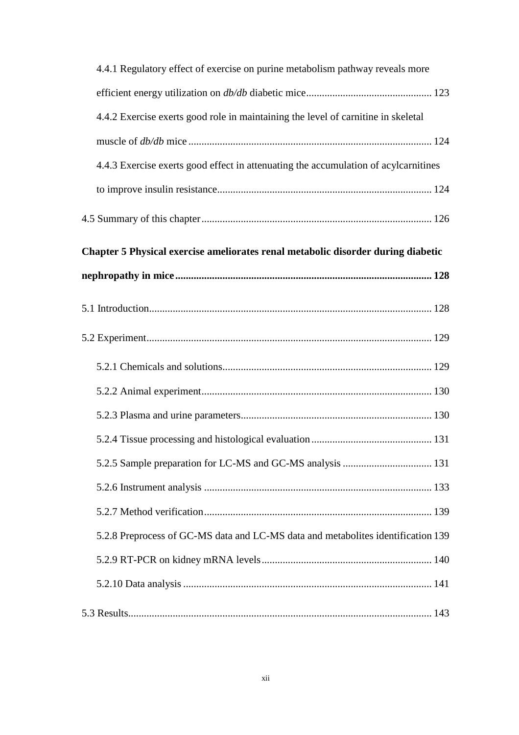4.4.1 Regulatory effect of exercise on purine metabolism pathway reveals more efficient energy utilization on *db/db* diabetic mice ............................................ 123

4.4.2 Exercise exerts good role in maintaining the level of carnitine in skeletal muscle of *db/db* mice ........................................................................................ 124

4.4.3 Exercise exerts good effect in attenuating the accumulation of acylcarnitines to improve insulin resistance ................................................................................ 124

4.5 Summary of this chapter ...................................................................................... 126

**Chapter 5 Physical exercise ameliorates renal metabolic disorder during diabetic nephropathy in mice ................................................................................................ 128**

5.1 Introduction .......................................................................................................... 128

5.2 Experiment ........................................................................................................... 129

5.2.1 Chemicals and solutions .............................................................................. 129

5.2.2 Animal experiment ...................................................................................... 130

5.2.3 Plasma and urine parameters ....................................................................... 130

5.2.4 Tissue processing and histological evaluation ............................................ 131

5.2.5 Sample preparation for LC-MS and GC-MS analysis ................................. 131

5.2.6 Instrument analysis ..................................................................................... 133

5.2.7 Method verification ..................................................................................... 139

5.2.8 Preprocess of GC-MS data and LC-MS data and metabolites identification 139

5.2.9 RT-PCR on kidney mRNA levels ................................................................ 140

5.2.10 Data analysis ............................................................................................. 141

5.3 Results .................................................................................................................. 143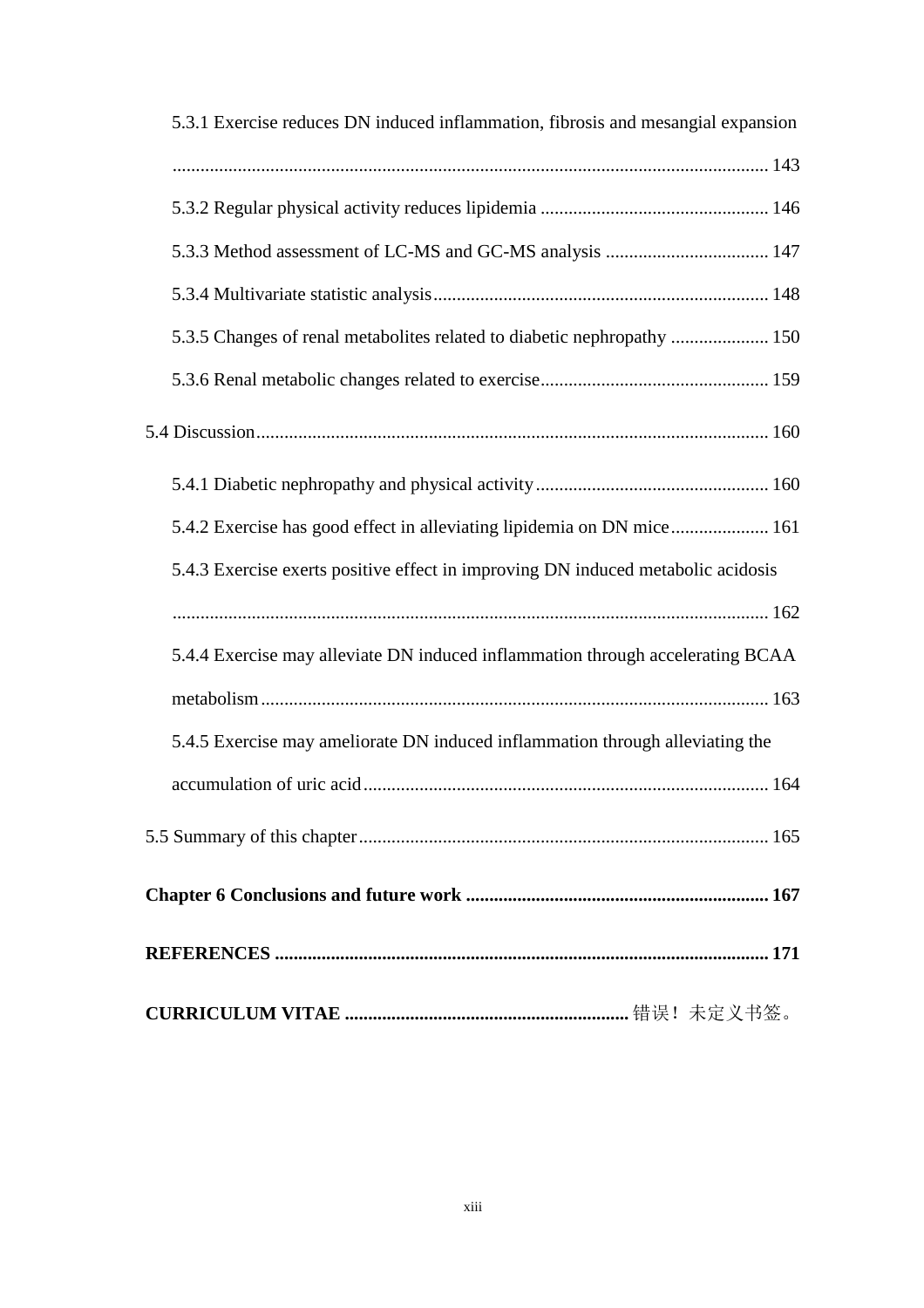5.3.1 Exercise reduces DN induced inflammation, fibrosis and mesangial expansion ............................................................................................................................. 143

5.3.2 Regular physical activity reduces lipidemia ................................................ 146

5.3.3 Method assessment of LC-MS and GC-MS analysis .................................. 147

5.3.4 Multivariate statistic analysis....................................................................... 148

5.3.5 Changes of renal metabolites related to diabetic nephropathy .................... 150

5.3.6 Renal metabolic changes related to exercise................................................ 159

5.4 Discussion............................................................................................................ 160

5.4.1 Diabetic nephropathy and physical activity ................................................. 160

5.4.2 Exercise has good effect in alleviating lipidemia on DN mice .................... 161

5.4.3 Exercise exerts positive effect in improving DN induced metabolic acidosis ............................................................................................................................. 162

5.4.4 Exercise may alleviate DN induced inflammation through accelerating BCAA metabolism........................................................................................................... 163

5.4.5 Exercise may ameliorate DN induced inflammation through alleviating the accumulation of uric acid ..................................................................................... 164

5.5 Summary of this chapter ...................................................................................... 165

**Chapter 6 Conclusions and future work ................................................................ 167**

**REFERENCES ........................................................................................................ 171**

**CURRICULUM VITAE ............................................................** 错误！未定义书签。